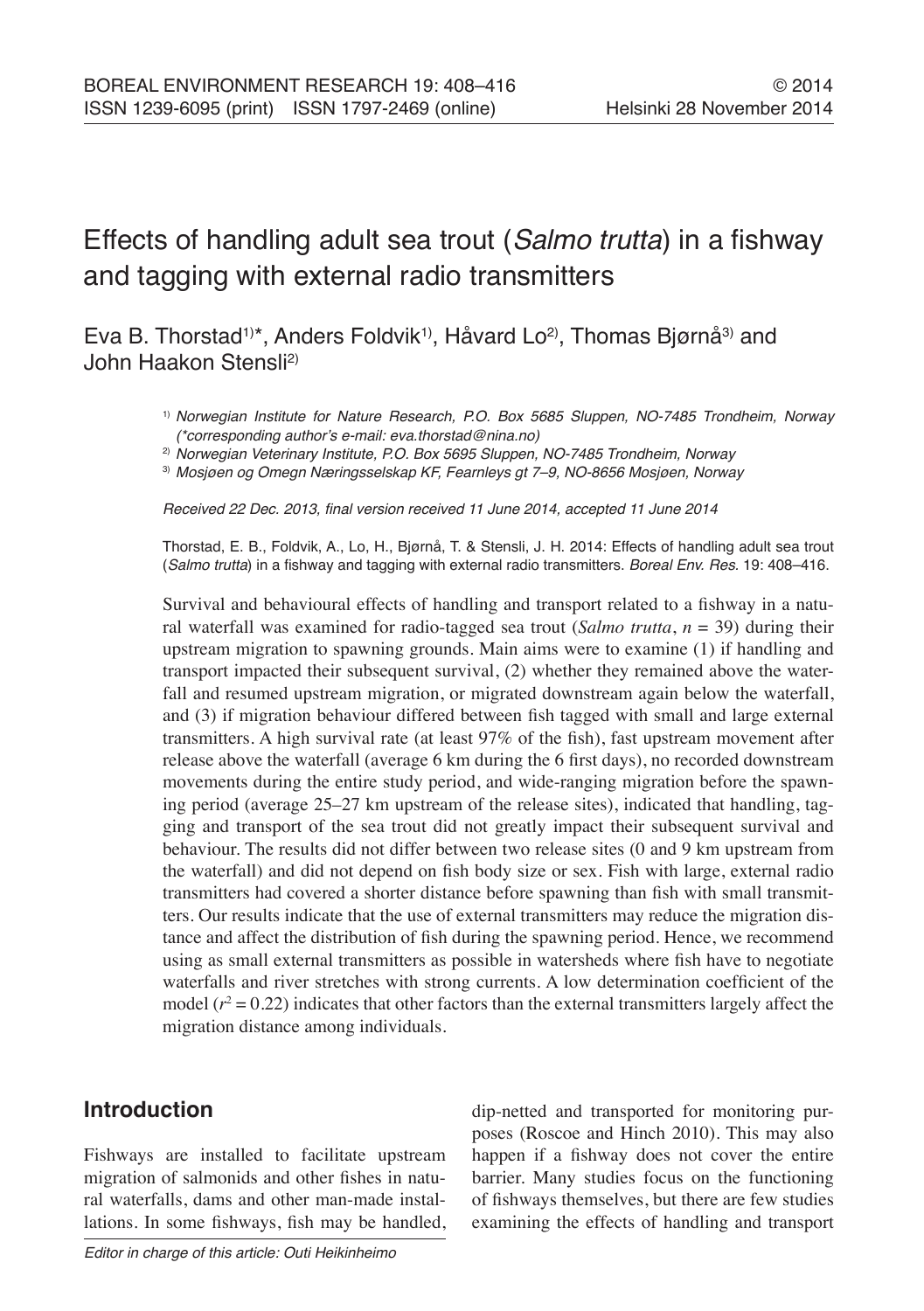# Effects of handling adult sea trout (*Salmo trutta*) in a fishway and tagging with external radio transmitters

Eva B. Thorstad[1)]*, Anders Foldvik[1)], Håvard Lo[2)], Thomas Bjørnå[3)] and John Haakon Stensli[2)]

[1)] *Norwegian Institute for Nature Research, P.O. Box 5685 Sluppen, NO-7485 Trondheim, Norway (*corresponding author's e-mail: eva.thorstad@nina.no)*

[2)] *Norwegian Veterinary Institute, P.O. Box 5695 Sluppen, NO-7485 Trondheim, Norway*

[3)] *Mosjøen og Omegn Næringsselskap KF, Fearnleys gt 7–9, NO-8656 Mosjøen, Norway*

*Received 22 Dec. 2013, final version received 11 June 2014, accepted 11 June 2014*

Thorstad, E. B., Foldvik, A., Lo, H., Bjørnå, T. & Stensli, J. H. 2014: Effects of handling adult sea trout (*Salmo trutta*) in a fishway and tagging with external radio transmitters. *Boreal Env. Res.* 19: 408–416.

Survival and behavioural effects of handling and transport related to a fishway in a natural waterfall was examined for radio-tagged sea trout (*Salmo trutta*, $n = 39$) during their upstream migration to spawning grounds. Main aims were to examine (1) if handling and transport impacted their subsequent survival, (2) whether they remained above the waterfall and resumed upstream migration, or migrated downstream again below the waterfall, and (3) if migration behaviour differed between fish tagged with small and large external transmitters. A high survival rate (at least 97% of the fish), fast upstream movement after release above the waterfall (average 6 km during the 6 first days), no recorded downstream movements during the entire study period, and wide-ranging migration before the spawning period (average 25–27 km upstream of the release sites), indicated that handling, tagging and transport of the sea trout did not greatly impact their subsequent survival and behaviour. The results did not differ between two release sites (0 and 9 km upstream from the waterfall) and did not depend on fish body size or sex. Fish with large, external radio transmitters had covered a shorter distance before spawning than fish with small transmitters. Our results indicate that the use of external transmitters may reduce the migration distance and affect the distribution of fish during the spawning period. Hence, we recommend using as small external transmitters as possible in watersheds where fish have to negotiate waterfalls and river stretches with strong currents. A low determination coefficient of the model ($r^2 = 0.22$) indicates that other factors than the external transmitters largely affect the migration distance among individuals.

## Introduction

Fishways are installed to facilitate upstream migration of salmonids and other fishes in natural waterfalls, dams and other man-made installations. In some fishways, fish may be handled, dip-netted and transported for monitoring purposes (Roscoe and Hinch 2010). This may also happen if a fishway does not cover the entire barrier. Many studies focus on the functioning of fishways themselves, but there are few studies examining the effects of handling and transport

*Editor in charge of this article: Outi Heikinheimo*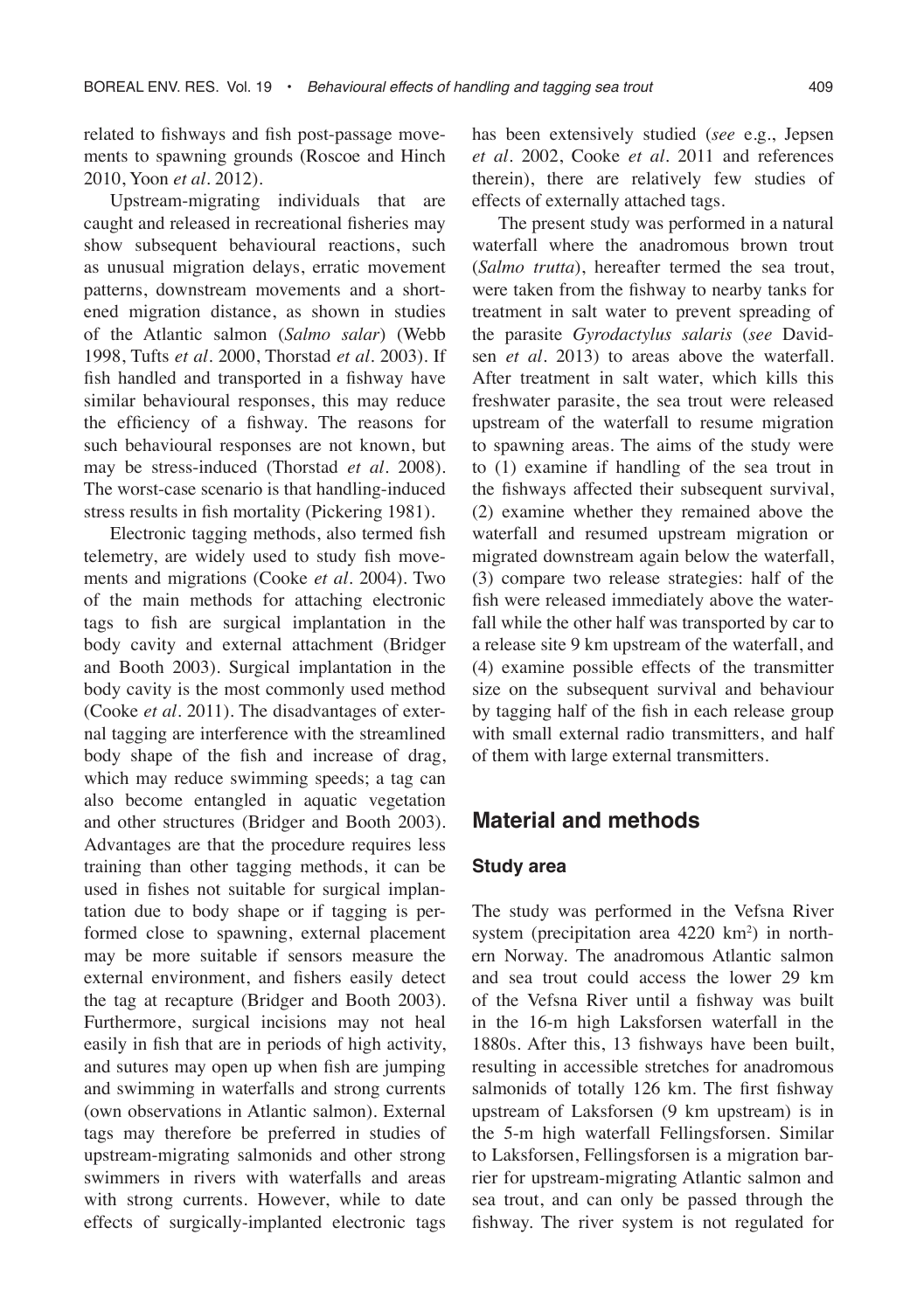related to fishways and fish post-passage movements to spawning grounds (Roscoe and Hinch 2010, Yoon *et al*. 2012).

Upstream-migrating individuals that are caught and released in recreational fisheries may show subsequent behavioural reactions, such as unusual migration delays, erratic movement patterns, downstream movements and a shortened migration distance, as shown in studies of the Atlantic salmon (*Salmo salar*) (Webb 1998, Tufts *et al*. 2000, Thorstad *et al*. 2003). If fish handled and transported in a fishway have similar behavioural responses, this may reduce the efficiency of a fishway. The reasons for such behavioural responses are not known, but may be stress-induced (Thorstad *et al*. 2008). The worst-case scenario is that handling-induced stress results in fish mortality (Pickering 1981).

Electronic tagging methods, also termed fish telemetry, are widely used to study fish movements and migrations (Cooke *et al*. 2004). Two of the main methods for attaching electronic tags to fish are surgical implantation in the body cavity and external attachment (Bridger and Booth 2003). Surgical implantation in the body cavity is the most commonly used method (Cooke *et al*. 2011). The disadvantages of external tagging are interference with the streamlined body shape of the fish and increase of drag, which may reduce swimming speeds; a tag can also become entangled in aquatic vegetation and other structures (Bridger and Booth 2003). Advantages are that the procedure requires less training than other tagging methods, it can be used in fishes not suitable for surgical implantation due to body shape or if tagging is performed close to spawning, external placement may be more suitable if sensors measure the external environment, and fishers easily detect the tag at recapture (Bridger and Booth 2003). Furthermore, surgical incisions may not heal easily in fish that are in periods of high activity, and sutures may open up when fish are jumping and swimming in waterfalls and strong currents (own observations in Atlantic salmon). External tags may therefore be preferred in studies of upstream-migrating salmonids and other strong swimmers in rivers with waterfalls and areas with strong currents. However, while to date effects of surgically-implanted electronic tags has been extensively studied (*see* e.g., Jepsen *et al*. 2002, Cooke *et al*. 2011 and references therein), there are relatively few studies of effects of externally attached tags.

The present study was performed in a natural waterfall where the anadromous brown trout (*Salmo trutta*), hereafter termed the sea trout, were taken from the fishway to nearby tanks for treatment in salt water to prevent spreading of the parasite *Gyrodactylus salaris* (*see* Davidsen *et al*. 2013) to areas above the waterfall. After treatment in salt water, which kills this freshwater parasite, the sea trout were released upstream of the waterfall to resume migration to spawning areas. The aims of the study were to (1) examine if handling of the sea trout in the fishways affected their subsequent survival, (2) examine whether they remained above the waterfall and resumed upstream migration or migrated downstream again below the waterfall, (3) compare two release strategies: half of the fish were released immediately above the waterfall while the other half was transported by car to a release site 9 km upstream of the waterfall, and (4) examine possible effects of the transmitter size on the subsequent survival and behaviour by tagging half of the fish in each release group with small external radio transmitters, and half of them with large external transmitters.

## Material and methods

### Study area

The study was performed in the Vefsna River system (precipitation area 4220 km$^2$) in northern Norway. The anadromous Atlantic salmon and sea trout could access the lower 29 km of the Vefsna River until a fishway was built in the 16-m high Laksforsen waterfall in the 1880s. After this, 13 fishways have been built, resulting in accessible stretches for anadromous salmonids of totally 126 km. The first fishway upstream of Laksforsen (9 km upstream) is in the 5-m high waterfall Fellingsforsen. Similar to Laksforsen, Fellingsforsen is a migration barrier for upstream-migrating Atlantic salmon and sea trout, and can only be passed through the fishway. The river system is not regulated for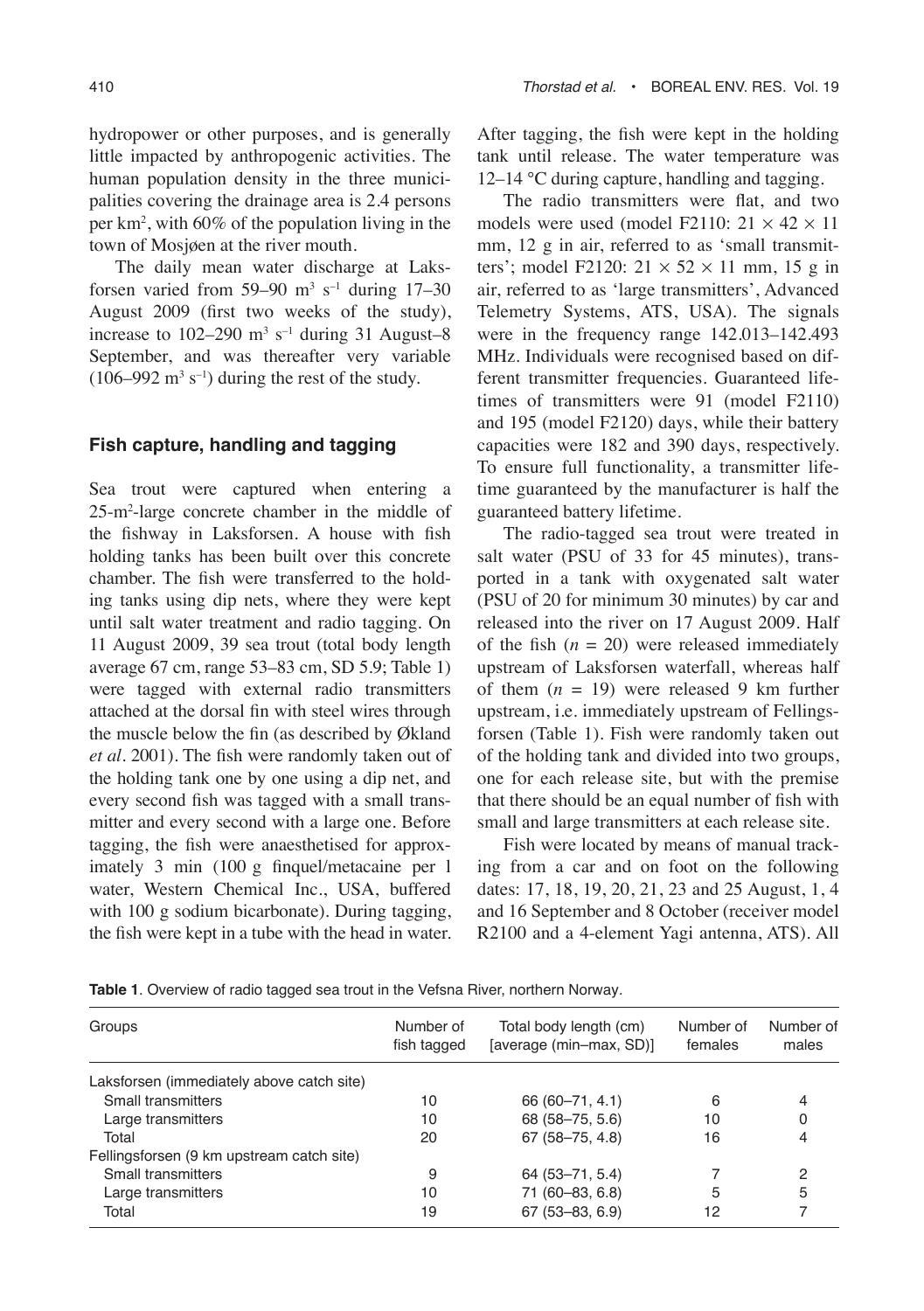hydropower or other purposes, and is generally little impacted by anthropogenic activities. The human population density in the three municipalities covering the drainage area is 2.4 persons per km$^2$, with 60% of the population living in the town of Mosjøen at the river mouth.

The daily mean water discharge at Laksforsen varied from 59–90 m$^3$ s$^{-1}$ during 17–30 August 2009 (first two weeks of the study), increase to 102–290 m$^3$ s$^{-1}$ during 31 August–8 September, and was thereafter very variable (106–992 m$^3$ s$^{-1}$) during the rest of the study.

### Fish capture, handling and tagging

Sea trout were captured when entering a 25-m$^2$-large concrete chamber in the middle of the fishway in Laksforsen. A house with fish holding tanks has been built over this concrete chamber. The fish were transferred to the holding tanks using dip nets, where they were kept until salt water treatment and radio tagging. On 11 August 2009, 39 sea trout (total body length average 67 cm, range 53–83 cm, SD 5.9; Table 1) were tagged with external radio transmitters attached at the dorsal fin with steel wires through the muscle below the fin (as described by Økland *et al*. 2001). The fish were randomly taken out of the holding tank one by one using a dip net, and every second fish was tagged with a small transmitter and every second with a large one. Before tagging, the fish were anaesthetised for approximately 3 min (100 g finquel/metacaine per l water, Western Chemical Inc., USA, buffered with 100 g sodium bicarbonate). During tagging, the fish were kept in a tube with the head in water. After tagging, the fish were kept in the holding tank until release. The water temperature was 12–14 °C during capture, handling and tagging.

The radio transmitters were flat, and two models were used (model F2110: 21 × 42 × 11 mm, 12 g in air, referred to as 'small transmitters'; model F2120: 21 × 52 × 11 mm, 15 g in air, referred to as 'large transmitters', Advanced Telemetry Systems, ATS, USA). The signals were in the frequency range 142.013–142.493 MHz. Individuals were recognised based on different transmitter frequencies. Guaranteed lifetimes of transmitters were 91 (model F2110) and 195 (model F2120) days, while their battery capacities were 182 and 390 days, respectively. To ensure full functionality, a transmitter lifetime guaranteed by the manufacturer is half the guaranteed battery lifetime.

The radio-tagged sea trout were treated in salt water (PSU of 33 for 45 minutes), transported in a tank with oxygenated salt water (PSU of 20 for minimum 30 minutes) by car and released into the river on 17 August 2009. Half of the fish ($n$ = 20) were released immediately upstream of Laksforsen waterfall, whereas half of them ($n$ = 19) were released 9 km further upstream, i.e. immediately upstream of Fellingsforsen (Table 1). Fish were randomly taken out of the holding tank and divided into two groups, one for each release site, but with the premise that there should be an equal number of fish with small and large transmitters at each release site.

Fish were located by means of manual tracking from a car and on foot on the following dates: 17, 18, 19, 20, 21, 23 and 25 August, 1, 4 and 16 September and 8 October (receiver model R2100 and a 4-element Yagi antenna, ATS). All

**Table 1**. Overview of radio tagged sea trout in the Vefsna River, northern Norway.

| Groups | Number of fish tagged | Total body length (cm) [average (min–max, SD)] | Number of females | Number of males |
|---|---|---|---|---|
| Laksforsen (immediately above catch site) | | | | |
| Small transmitters | 10 | 66 (60–71, 4.1) | 6 | 4 |
| Large transmitters | 10 | 68 (58–75, 5.6) | 10 | 0 |
| Total | 20 | 67 (58–75, 4.8) | 16 | 4 |
| Fellingsforsen (9 km upstream catch site) | | | | |
| Small transmitters | 9 | 64 (53–71, 5.4) | 7 | 2 |
| Large transmitters | 10 | 71 (60–83, 6.8) | 5 | 5 |
| Total | 19 | 67 (53–83, 6.9) | 12 | 7 |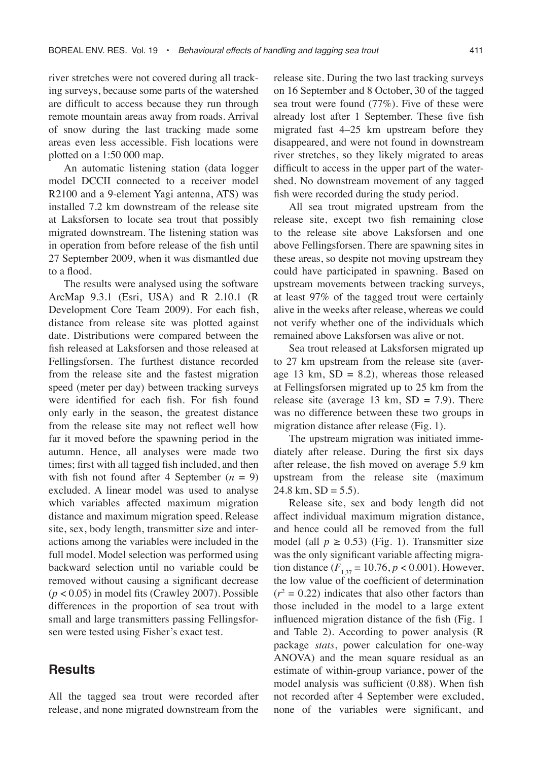river stretches were not covered during all tracking surveys, because some parts of the watershed are difficult to access because they run through remote mountain areas away from roads. Arrival of snow during the last tracking made some areas even less accessible. Fish locations were plotted on a 1:50 000 map.

An automatic listening station (data logger model DCCII connected to a receiver model R2100 and a 9-element Yagi antenna, ATS) was installed 7.2 km downstream of the release site at Laksforsen to locate sea trout that possibly migrated downstream. The listening station was in operation from before release of the fish until 27 September 2009, when it was dismantled due to a flood.

The results were analysed using the software ArcMap 9.3.1 (Esri, USA) and R 2.10.1 (R Development Core Team 2009). For each fish, distance from release site was plotted against date. Distributions were compared between the fish released at Laksforsen and those released at Fellingsforsen. The furthest distance recorded from the release site and the fastest migration speed (meter per day) between tracking surveys were identified for each fish. For fish found only early in the season, the greatest distance from the release site may not reflect well how far it moved before the spawning period in the autumn. Hence, all analyses were made two times; first with all tagged fish included, and then with fish not found after 4 September ($n = 9$) excluded. A linear model was used to analyse which variables affected maximum migration distance and maximum migration speed. Release site, sex, body length, transmitter size and interactions among the variables were included in the full model. Model selection was performed using backward selection until no variable could be removed without causing a significant decrease ($p < 0.05$) in model fits (Crawley 2007). Possible differences in the proportion of sea trout with small and large transmitters passing Fellingsforsen were tested using Fisher's exact test.

## Results

All the tagged sea trout were recorded after release, and none migrated downstream from the release site. During the two last tracking surveys on 16 September and 8 October, 30 of the tagged sea trout were found (77%). Five of these were already lost after 1 September. These five fish migrated fast 4–25 km upstream before they disappeared, and were not found in downstream river stretches, so they likely migrated to areas difficult to access in the upper part of the watershed. No downstream movement of any tagged fish were recorded during the study period.

All sea trout migrated upstream from the release site, except two fish remaining close to the release site above Laksforsen and one above Fellingsforsen. There are spawning sites in these areas, so despite not moving upstream they could have participated in spawning. Based on upstream movements between tracking surveys, at least 97% of the tagged trout were certainly alive in the weeks after release, whereas we could not verify whether one of the individuals which remained above Laksforsen was alive or not.

Sea trout released at Laksforsen migrated up to 27 km upstream from the release site (average 13 km, SD = 8.2), whereas those released at Fellingsforsen migrated up to 25 km from the release site (average 13 km, SD = 7.9). There was no difference between these two groups in migration distance after release (Fig. 1).

The upstream migration was initiated immediately after release. During the first six days after release, the fish moved on average 5.9 km upstream from the release site (maximum 24.8 km, SD = 5.5).

Release site, sex and body length did not affect individual maximum migration distance, and hence could all be removed from the full model (all $p \geq 0.53$) (Fig. 1). Transmitter size was the only significant variable affecting migration distance ($F_{1,37} = 10.76$, $p < 0.001$). However, the low value of the coefficient of determination ($r^2 = 0.22$) indicates that also other factors than those included in the model to a large extent influenced migration distance of the fish (Fig. 1 and Table 2). According to power analysis (R package *stats*, power calculation for one-way ANOVA) and the mean square residual as an estimate of within-group variance, power of the model analysis was sufficient (0.88). When fish not recorded after 4 September were excluded, none of the variables were significant, and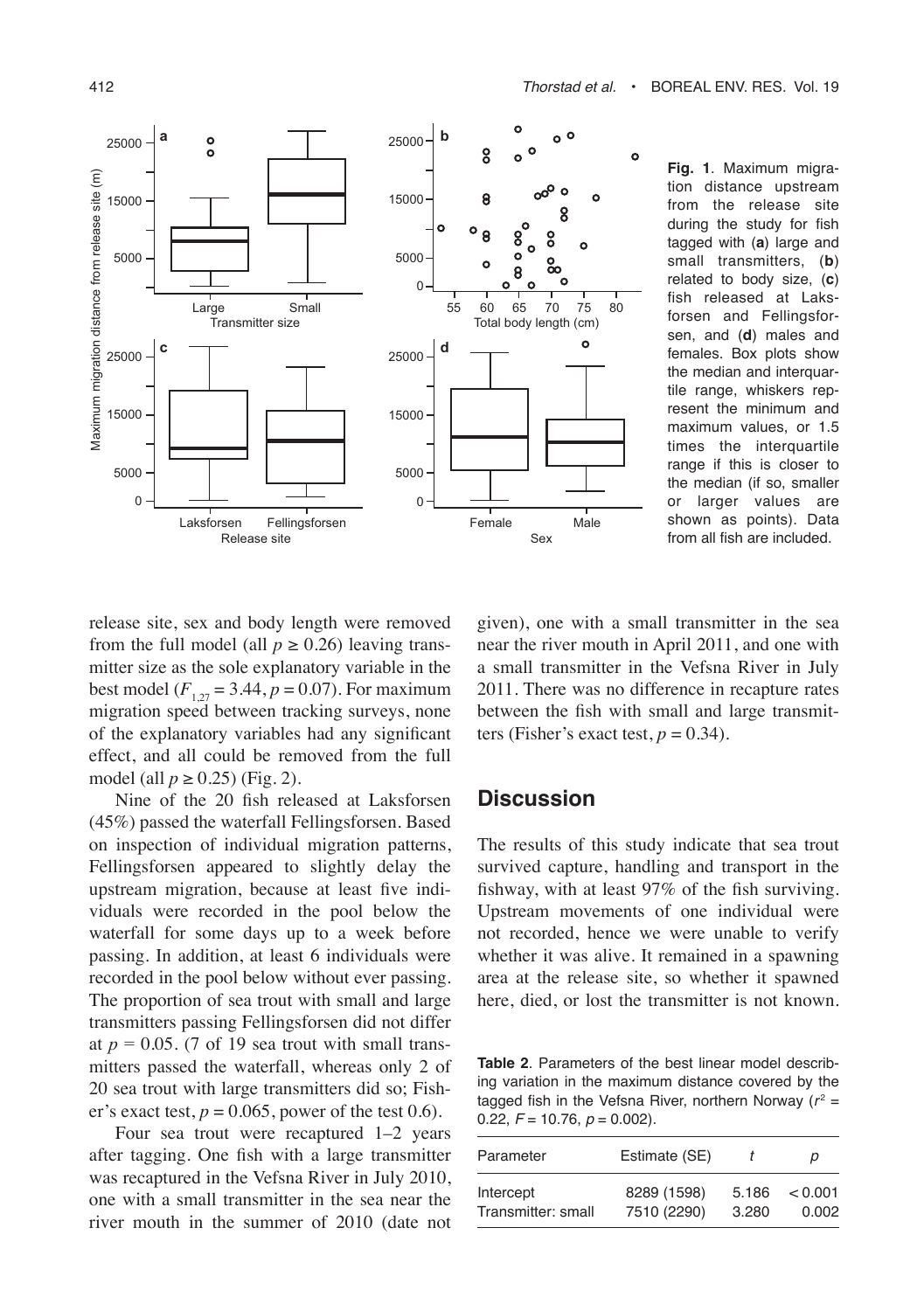**Fig. 1**. Maximum migration distance upstream from the release site during the study for fish tagged with (**a**) large and small transmitters, (**b**) related to body size, (**c**) fish released at Laksforsen and Fellingsforsen, and (**d**) males and females. Box plots show the median and interquartile range, whiskers represent the minimum and maximum values, or 1.5 times the interquartile range if this is closer to the median (if so, smaller or larger values are shown as points). Data from all fish are included.

release site, sex and body length were removed from the full model (all $p \geq 0.26$) leaving transmitter size as the sole explanatory variable in the best model ($F_{1,27} = 3.44$, $p = 0.07$). For maximum migration speed between tracking surveys, none of the explanatory variables had any significant effect, and all could be removed from the full model (all $p \geq 0.25$) (Fig. 2).

Nine of the 20 fish released at Laksforsen (45%) passed the waterfall Fellingsforsen. Based on inspection of individual migration patterns, Fellingsforsen appeared to slightly delay the upstream migration, because at least five individuals were recorded in the pool below the waterfall for some days up to a week before passing. In addition, at least 6 individuals were recorded in the pool below without ever passing. The proportion of sea trout with small and large transmitters passing Fellingsforsen did not differ at $p = 0.05$. (7 of 19 sea trout with small transmitters passed the waterfall, whereas only 2 of 20 sea trout with large transmitters did so; Fisher's exact test, $p = 0.065$, power of the test 0.6).

Four sea trout were recaptured 1–2 years after tagging. One fish with a large transmitter was recaptured in the Vefsna River in July 2010, one with a small transmitter in the sea near the river mouth in the summer of 2010 (date not given), one with a small transmitter in the sea near the river mouth in April 2011, and one with a small transmitter in the Vefsna River in July 2011. There was no difference in recapture rates between the fish with small and large transmitters (Fisher's exact test, $p = 0.34$).

## Discussion

The results of this study indicate that sea trout survived capture, handling and transport in the fishway, with at least 97% of the fish surviving. Upstream movements of one individual were not recorded, hence we were unable to verify whether it was alive. It remained in a spawning area at the release site, so whether it spawned here, died, or lost the transmitter is not known.

**Table 2**. Parameters of the best linear model describing variation in the maximum distance covered by the tagged fish in the Vefsna River, northern Norway ($r^2 = 0.22$, $F = 10.76$, $p = 0.002$).

| Parameter | Estimate (SE) | $t$ | $p$ |
|---|---|---|---|
| Intercept | 8289 (1598) | 5.186 | < 0.001 |
| Transmitter: small | 7510 (2290) | 3.280 | 0.002 |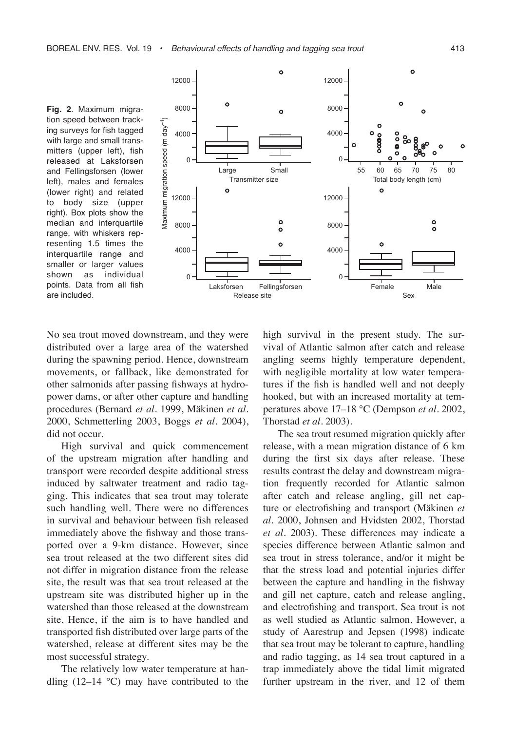**Fig. 2**. Maximum migration speed between tracking surveys for fish tagged with large and small transmitters (upper left), fish released at Laksforsen and Fellingsforsen (lower left), males and females (lower right) and related to body size (upper right). Box plots show the median and interquartile range, with whiskers representing 1.5 times the interquartile range and smaller or larger values shown as individual points. Data from all fish are included.

No sea trout moved downstream, and they were distributed over a large area of the watershed during the spawning period. Hence, downstream movements, or fallback, like demonstrated for other salmonids after passing fishways at hydropower dams, or after other capture and handling procedures (Bernard *et al*. 1999, Mäkinen *et al*. 2000, Schmetterling 2003, Boggs *et al*. 2004), did not occur.

High survival and quick commencement of the upstream migration after handling and transport were recorded despite additional stress induced by saltwater treatment and radio tagging. This indicates that sea trout may tolerate such handling well. There were no differences in survival and behaviour between fish released immediately above the fishway and those transported over a 9-km distance. However, since sea trout released at the two different sites did not differ in migration distance from the release site, the result was that sea trout released at the upstream site was distributed higher up in the watershed than those released at the downstream site. Hence, if the aim is to have handled and transported fish distributed over large parts of the watershed, release at different sites may be the most successful strategy.

The relatively low water temperature at handling (12–14 °C) may have contributed to the high survival in the present study. The survival of Atlantic salmon after catch and release angling seems highly temperature dependent, with negligible mortality at low water temperatures if the fish is handled well and not deeply hooked, but with an increased mortality at temperatures above 17–18 °C (Dempson *et al*. 2002, Thorstad *et al*. 2003).

The sea trout resumed migration quickly after release, with a mean migration distance of 6 km during the first six days after release. These results contrast the delay and downstream migration frequently recorded for Atlantic salmon after catch and release angling, gill net capture or electrofishing and transport (Mäkinen *et al*. 2000, Johnsen and Hvidsten 2002, Thorstad *et al*. 2003). These differences may indicate a species difference between Atlantic salmon and sea trout in stress tolerance, and/or it might be that the stress load and potential injuries differ between the capture and handling in the fishway and gill net capture, catch and release angling, and electrofishing and transport. Sea trout is not as well studied as Atlantic salmon. However, a study of Aarestrup and Jepsen (1998) indicate that sea trout may be tolerant to capture, handling and radio tagging, as 14 sea trout captured in a trap immediately above the tidal limit migrated further upstream in the river, and 12 of them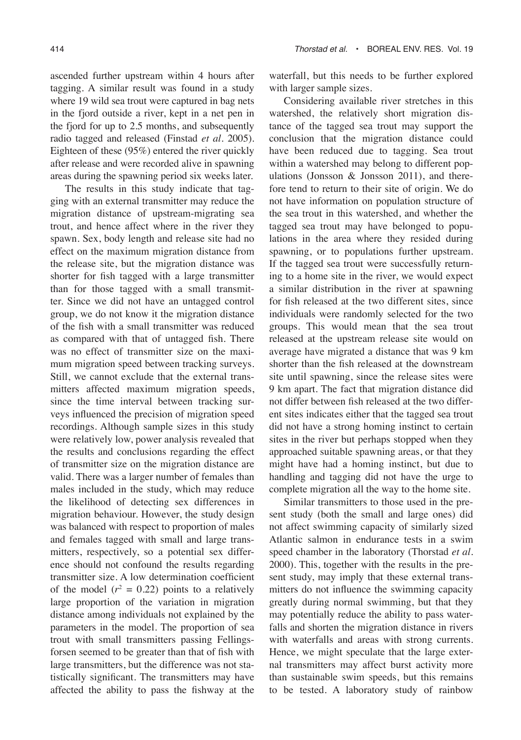ascended further upstream within 4 hours after tagging. A similar result was found in a study where 19 wild sea trout were captured in bag nets in the fjord outside a river, kept in a net pen in the fjord for up to 2.5 months, and subsequently radio tagged and released (Finstad *et al.* 2005). Eighteen of these (95%) entered the river quickly after release and were recorded alive in spawning areas during the spawning period six weeks later.

The results in this study indicate that tagging with an external transmitter may reduce the migration distance of upstream-migrating sea trout, and hence affect where in the river they spawn. Sex, body length and release site had no effect on the maximum migration distance from the release site, but the migration distance was shorter for fish tagged with a large transmitter than for those tagged with a small transmitter. Since we did not have an untagged control group, we do not know it the migration distance of the fish with a small transmitter was reduced as compared with that of untagged fish. There was no effect of transmitter size on the maximum migration speed between tracking surveys. Still, we cannot exclude that the external transmitters affected maximum migration speeds, since the time interval between tracking surveys influenced the precision of migration speed recordings. Although sample sizes in this study were relatively low, power analysis revealed that the results and conclusions regarding the effect of transmitter size on the migration distance are valid. There was a larger number of females than males included in the study, which may reduce the likelihood of detecting sex differences in migration behaviour. However, the study design was balanced with respect to proportion of males and females tagged with small and large transmitters, respectively, so a potential sex difference should not confound the results regarding transmitter size. A low determination coefficient of the model ($r^2 = 0.22$) points to a relatively large proportion of the variation in migration distance among individuals not explained by the parameters in the model. The proportion of sea trout with small transmitters passing Fellingsforsen seemed to be greater than that of fish with large transmitters, but the difference was not statistically significant. The transmitters may have affected the ability to pass the fishway at the waterfall, but this needs to be further explored with larger sample sizes.

Considering available river stretches in this watershed, the relatively short migration distance of the tagged sea trout may support the conclusion that the migration distance could have been reduced due to tagging. Sea trout within a watershed may belong to different populations (Jonsson & Jonsson 2011), and therefore tend to return to their site of origin. We do not have information on population structure of the sea trout in this watershed, and whether the tagged sea trout may have belonged to populations in the area where they resided during spawning, or to populations further upstream. If the tagged sea trout were successfully returning to a home site in the river, we would expect a similar distribution in the river at spawning for fish released at the two different sites, since individuals were randomly selected for the two groups. This would mean that the sea trout released at the upstream release site would on average have migrated a distance that was 9 km shorter than the fish released at the downstream site until spawning, since the release sites were 9 km apart. The fact that migration distance did not differ between fish released at the two different sites indicates either that the tagged sea trout did not have a strong homing instinct to certain sites in the river but perhaps stopped when they approached suitable spawning areas, or that they might have had a homing instinct, but due to handling and tagging did not have the urge to complete migration all the way to the home site.

Similar transmitters to those used in the present study (both the small and large ones) did not affect swimming capacity of similarly sized Atlantic salmon in endurance tests in a swim speed chamber in the laboratory (Thorstad *et al.* 2000). This, together with the results in the present study, may imply that these external transmitters do not influence the swimming capacity greatly during normal swimming, but that they may potentially reduce the ability to pass waterfalls and shorten the migration distance in rivers with waterfalls and areas with strong currents. Hence, we might speculate that the large external transmitters may affect burst activity more than sustainable swim speeds, but this remains to be tested. A laboratory study of rainbow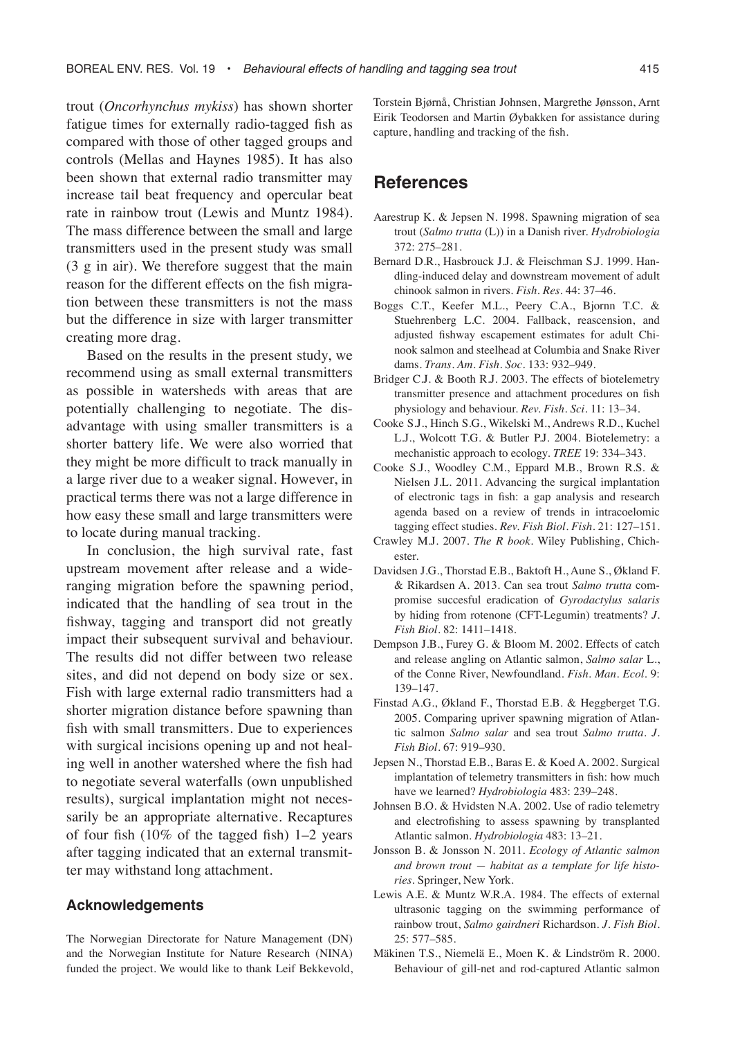trout (*Oncorhynchus mykiss*) has shown shorter fatigue times for externally radio-tagged fish as compared with those of other tagged groups and controls (Mellas and Haynes 1985). It has also been shown that external radio transmitter may increase tail beat frequency and opercular beat rate in rainbow trout (Lewis and Muntz 1984). The mass difference between the small and large transmitters used in the present study was small (3 g in air). We therefore suggest that the main reason for the different effects on the fish migration between these transmitters is not the mass but the difference in size with larger transmitter creating more drag.

Based on the results in the present study, we recommend using as small external transmitters as possible in watersheds with areas that are potentially challenging to negotiate. The disadvantage with using smaller transmitters is a shorter battery life. We were also worried that they might be more difficult to track manually in a large river due to a weaker signal. However, in practical terms there was not a large difference in how easy these small and large transmitters were to locate during manual tracking.

In conclusion, the high survival rate, fast upstream movement after release and a wide-ranging migration before the spawning period, indicated that the handling of sea trout in the fishway, tagging and transport did not greatly impact their subsequent survival and behaviour. The results did not differ between two release sites, and did not depend on body size or sex. Fish with large external radio transmitters had a shorter migration distance before spawning than fish with small transmitters. Due to experiences with surgical incisions opening up and not healing well in another watershed where the fish had to negotiate several waterfalls (own unpublished results), surgical implantation might not necessarily be an appropriate alternative. Recaptures of four fish (10% of the tagged fish) 1–2 years after tagging indicated that an external transmitter may withstand long attachment.

### Acknowledgements

The Norwegian Directorate for Nature Management (DN) and the Norwegian Institute for Nature Research (NINA) funded the project. We would like to thank Leif Bekkevold, Torstein Bjørnå, Christian Johnsen, Margrethe Jønsson, Arnt Eirik Teodorsen and Martin Øybakken for assistance during capture, handling and tracking of the fish.

## References

Aarestrup K. & Jepsen N. 1998. Spawning migration of sea trout (*Salmo trutta* (L)) in a Danish river. *Hydrobiologia* 372: 275–281.

Bernard D.R., Hasbrouck J.J. & Fleischman S.J. 1999. Handling-induced delay and downstream movement of adult chinook salmon in rivers. *Fish. Res.* 44: 37–46.

Boggs C.T., Keefer M.L., Peery C.A., Bjornn T.C. & Stuehrenberg L.C. 2004. Fallback, reascension, and adjusted fishway escapement estimates for adult Chinook salmon and steelhead at Columbia and Snake River dams. *Trans. Am. Fish. Soc.* 133: 932–949.

Bridger C.J. & Booth R.J. 2003. The effects of biotelemetry transmitter presence and attachment procedures on fish physiology and behaviour. *Rev. Fish. Sci.* 11: 13–34.

Cooke S.J., Hinch S.G., Wikelski M., Andrews R.D., Kuchel L.J., Wolcott T.G. & Butler P.J. 2004. Biotelemetry: a mechanistic approach to ecology. *TREE* 19: 334–343.

Cooke S.J., Woodley C.M., Eppard M.B., Brown R.S. & Nielsen J.L. 2011. Advancing the surgical implantation of electronic tags in fish: a gap analysis and research agenda based on a review of trends in intracoelomic tagging effect studies. *Rev. Fish Biol. Fish.* 21: 127–151.

Crawley M.J. 2007. *The R book*. Wiley Publishing, Chichester.

Davidsen J.G., Thorstad E.B., Baktoft H., Aune S., Økland F. & Rikardsen A. 2013. Can sea trout *Salmo trutta* compromise succesful eradication of *Gyrodactylus salaris* by hiding from rotenone (CFT-Legumin) treatments? *J. Fish Biol.* 82: 1411–1418.

Dempson J.B., Furey G. & Bloom M. 2002. Effects of catch and release angling on Atlantic salmon, *Salmo salar* L., of the Conne River, Newfoundland. *Fish. Man. Ecol.* 9: 139–147.

Finstad A.G., Økland F., Thorstad E.B. & Heggberget T.G. 2005. Comparing upriver spawning migration of Atlantic salmon *Salmo salar* and sea trout *Salmo trutta*. *J. Fish Biol.* 67: 919–930.

Jepsen N., Thorstad E.B., Baras E. & Koed A. 2002. Surgical implantation of telemetry transmitters in fish: how much have we learned? *Hydrobiologia* 483: 239–248.

Johnsen B.O. & Hvidsten N.A. 2002. Use of radio telemetry and electrofishing to assess spawning by transplanted Atlantic salmon. *Hydrobiologia* 483: 13–21.

Jonsson B. & Jonsson N. 2011. *Ecology of Atlantic salmon and brown trout — habitat as a template for life histories*. Springer, New York.

Lewis A.E. & Muntz W.R.A. 1984. The effects of external ultrasonic tagging on the swimming performance of rainbow trout, *Salmo gairdneri* Richardson. *J. Fish Biol.* 25: 577–585.

Mäkinen T.S., Niemelä E., Moen K. & Lindström R. 2000. Behaviour of gill-net and rod-captured Atlantic salmon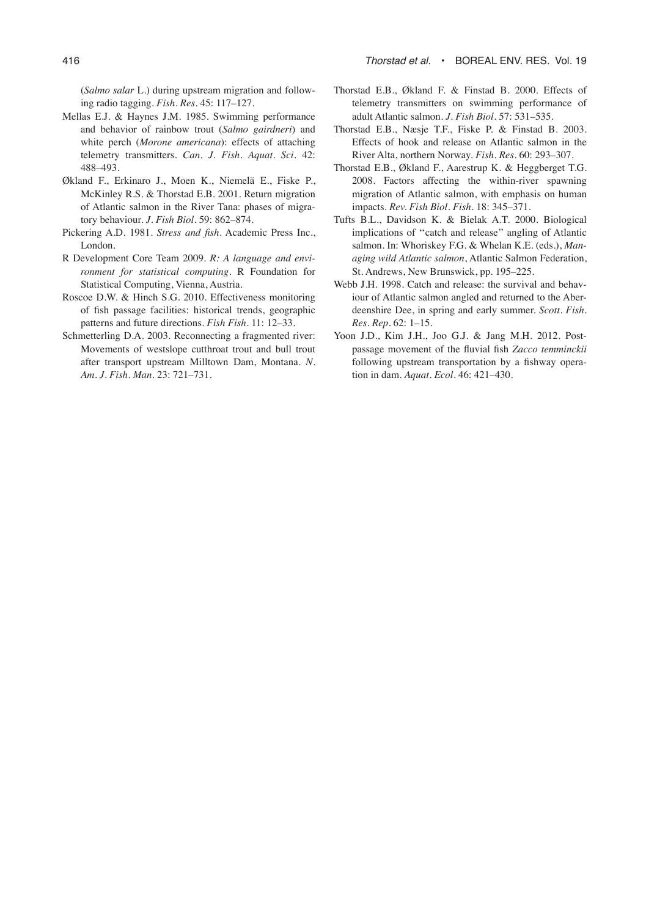(*Salmo salar* L.) during upstream migration and following radio tagging. *Fish. Res.* 45: 117–127.

Mellas E.J. & Haynes J.M. 1985. Swimming performance and behavior of rainbow trout (*Salmo gairdneri*) and white perch (*Morone americana*): effects of attaching telemetry transmitters. *Can. J. Fish. Aquat. Sci.* 42: 488–493.

Økland F., Erkinaro J., Moen K., Niemelä E., Fiske P., McKinley R.S. & Thorstad E.B. 2001. Return migration of Atlantic salmon in the River Tana: phases of migratory behaviour. *J. Fish Biol.* 59: 862–874.

Pickering A.D. 1981. *Stress and fish*. Academic Press Inc., London.

R Development Core Team 2009. *R: A language and environment for statistical computing*. R Foundation for Statistical Computing, Vienna, Austria.

Roscoe D.W. & Hinch S.G. 2010. Effectiveness monitoring of fish passage facilities: historical trends, geographic patterns and future directions. *Fish Fish.* 11: 12–33.

Schmetterling D.A. 2003. Reconnecting a fragmented river: Movements of westslope cutthroat trout and bull trout after transport upstream Milltown Dam, Montana. *N. Am. J. Fish. Man.* 23: 721–731.

Thorstad E.B., Økland F. & Finstad B. 2000. Effects of telemetry transmitters on swimming performance of adult Atlantic salmon. *J. Fish Biol.* 57: 531–535.

Thorstad E.B., Næsje T.F., Fiske P. & Finstad B. 2003. Effects of hook and release on Atlantic salmon in the River Alta, northern Norway. *Fish. Res.* 60: 293–307.

Thorstad E.B., Økland F., Aarestrup K. & Heggberget T.G. 2008. Factors affecting the within-river spawning migration of Atlantic salmon, with emphasis on human impacts. *Rev. Fish Biol. Fish.* 18: 345–371.

Tufts B.L., Davidson K. & Bielak A.T. 2000. Biological implications of ''catch and release'' angling of Atlantic salmon. In: Whoriskey F.G. & Whelan K.E. (eds.), *Managing wild Atlantic salmon*, Atlantic Salmon Federation, St. Andrews, New Brunswick, pp. 195–225.

Webb J.H. 1998. Catch and release: the survival and behaviour of Atlantic salmon angled and returned to the Aberdeenshire Dee, in spring and early summer. *Scott. Fish. Res. Rep.* 62: 1–15.

Yoon J.D., Kim J.H., Joo G.J. & Jang M.H. 2012. Post-passage movement of the fluvial fish *Zacco temminckii* following upstream transportation by a fishway operation in dam. *Aquat. Ecol.* 46: 421–430.